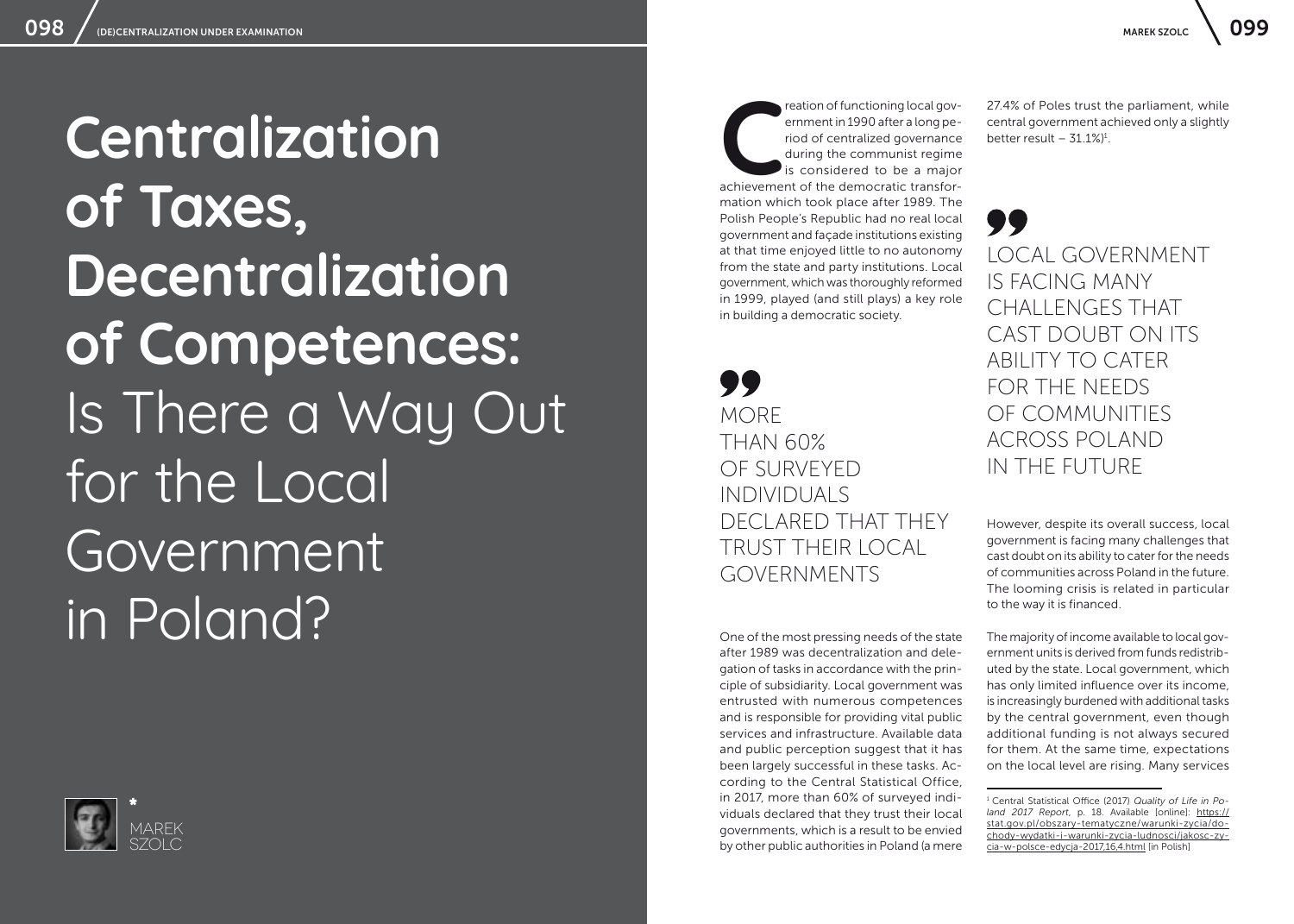# Centralization of Taxes, Decentralization of Competences: Is There a Way Out for the Local Government in Poland?

*MAREK SZOLC

Creation of functioning local government in 1990 after a long period of centralized governance during the communist regime is considered to be a major achievement of the democratic transformation which took place after 1989. The Polish People's Republic had no real local government and façade institutions existing at that time enjoyed little to no autonomy from the state and party institutions. Local government, which was thoroughly reformed in 1999, played (and still plays) a key role in building a democratic society.

> MORE THAN 60% OF SURVEYED INDIVIDUALS DECLARED THAT THEY TRUST THEIR LOCAL GOVERNMENTS

One of the most pressing needs of the state after 1989 was decentralization and delegation of tasks in accordance with the principle of subsidiarity. Local government was entrusted with numerous competences and is responsible for providing vital public services and infrastructure. Available data and public perception suggest that it has been largely successful in these tasks. According to the Central Statistical Office, in 2017, more than 60% of surveyed individuals declared that they trust their local governments, which is a result to be envied by other public authorities in Poland (a mere 27.4% of Poles trust the parliament, while central government achieved only a slightly better result – 31.1%)[1].

> LOCAL GOVERNMENT IS FACING MANY CHALLENGES THAT CAST DOUBT ON ITS ABILITY TO CATER FOR THE NEEDS OF COMMUNITIES ACROSS POLAND IN THE FUTURE

However, despite its overall success, local government is facing many challenges that cast doubt on its ability to cater for the needs of communities across Poland in the future. The looming crisis is related in particular to the way it is financed.

The majority of income available to local government units is derived from funds redistributed by the state. Local government, which has only limited influence over its income, is increasingly burdened with additional tasks by the central government, even though additional funding is not always secured for them. At the same time, expectations on the local level are rising. Many services

[1] Central Statistical Office (2017) *Quality of Life in Poland 2017 Report*, p. 18. Available [online]: https://stat.gov.pl/obszary-tematyczne/warunki-zycia/dochody-wydatki-i-warunki-zycia-ludnosci/jakosc-zycia-w-polsce-edycja-2017,16,4.html [in Polish]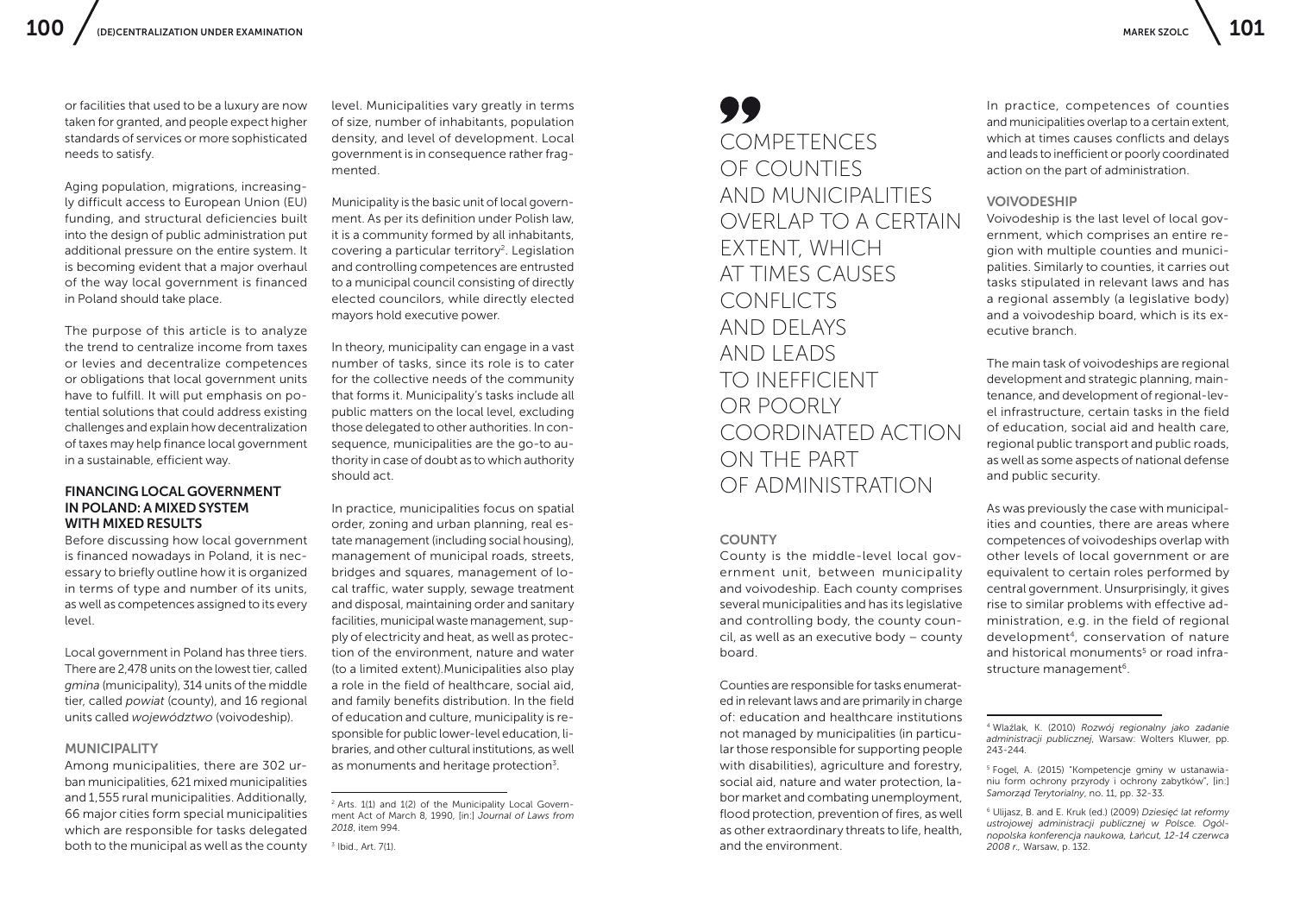or facilities that used to be a luxury are now taken for granted, and people expect higher standards of services or more sophisticated needs to satisfy.

Aging population, migrations, increasingly difficult access to European Union (EU) funding, and structural deficiencies built into the design of public administration put additional pressure on the entire system. It is becoming evident that a major overhaul of the way local government is financed in Poland should take place.

The purpose of this article is to analyze the trend to centralize income from taxes or levies and decentralize competences or obligations that local government units have to fulfill. It will put emphasis on potential solutions that could address existing challenges and explain how decentralization of taxes may help finance local government in a sustainable, efficient way.

## FINANCING LOCAL GOVERNMENT IN POLAND: A MIXED SYSTEM WITH MIXED RESULTS

Before discussing how local government is financed nowadays in Poland, it is necessary to briefly outline how it is organized in terms of type and number of its units, as well as competences assigned to its every level.

Local government in Poland has three tiers. There are 2,478 units on the lowest tier, called *gmina* (municipality), 314 units of the middle tier, called *powiat* (county), and 16 regional units called *województwo* (voivodeship).

### MUNICIPALITY

Among municipalities, there are 302 urban municipalities, 621 mixed municipalities and 1,555 rural municipalities. Additionally, 66 major cities form special municipalities which are responsible for tasks delegated both to the municipal as well as the county level. Municipalities vary greatly in terms of size, number of inhabitants, population density, and level of development. Local government is in consequence rather fragmented.

Municipality is the basic unit of local government. As per its definition under Polish law, it is a community formed by all inhabitants, covering a particular territory[2]. Legislation and controlling competences are entrusted to a municipal council consisting of directly elected councilors, while directly elected mayors hold executive power.

In theory, municipality can engage in a vast number of tasks, since its role is to cater for the collective needs of the community that forms it. Municipality's tasks include all public matters on the local level, excluding those delegated to other authorities. In consequence, municipalities are the go-to authority in case of doubt as to which authority should act.

In practice, municipalities focus on spatial order, zoning and urban planning, real estate management (including social housing), management of municipal roads, streets, bridges and squares, management of local traffic, water supply, sewage treatment and disposal, maintaining order and sanitary facilities, municipal waste management, supply of electricity and heat, as well as protection of the environment, nature and water (to a limited extent).Municipalities also play a role in the field of healthcare, social aid, and family benefits distribution. In the field of education and culture, municipality is responsible for public lower-level education, libraries, and other cultural institutions, as well as monuments and heritage protection[3].

[2] Arts. 1(1) and 1(2) of the Municipality Local Government Act of March 8, 1990, [in:] *Journal of Laws from 2018*, item 994.

[3] Ibid., Art. 7(1).

> COMPETENCES OF COUNTIES AND MUNICIPALITIES OVERLAP TO A CERTAIN EXTENT, WHICH AT TIMES CAUSES CONFLICTS AND DELAYS AND LEADS TO INEFFICIENT OR POORLY COORDINATED ACTION ON THE PART OF ADMINISTRATION

### COUNTY

County is the middle-level local government unit, between municipality and voivodeship. Each county comprises several municipalities and has its legislative and controlling body, the county council, as well as an executive body – county board.

Counties are responsible for tasks enumerated in relevant laws and are primarily in charge of: education and healthcare institutions not managed by municipalities (in particular those responsible for supporting people with disabilities), agriculture and forestry, social aid, nature and water protection, labor market and combating unemployment, flood protection, prevention of fires, as well as other extraordinary threats to life, health, and the environment.

In practice, competences of counties and municipalities overlap to a certain extent, which at times causes conflicts and delays and leads to inefficient or poorly coordinated action on the part of administration.

### VOIVODESHIP

Voivodeship is the last level of local government, which comprises an entire region with multiple counties and municipalities. Similarly to counties, it carries out tasks stipulated in relevant laws and has a regional assembly (a legislative body) and a voivodeship board, which is its executive branch.

The main task of voivodeships are regional development and strategic planning, maintenance, and development of regional-level infrastructure, certain tasks in the field of education, social aid and health care, regional public transport and public roads, as well as some aspects of national defense and public security.

As was previously the case with municipalities and counties, there are areas where competences of voivodeships overlap with other levels of local government or are equivalent to certain roles performed by central government. Unsurprisingly, it gives rise to similar problems with effective administration, e.g. in the field of regional development[4], conservation of nature and historical monuments[5] or road infrastructure management[6].

[4] Wlaźlak, K. (2010) *Rozwój regionalny jako zadanie administracji publicznej*, Warsaw: Wolters Kluwer, pp. 243-244.

[5] Fogel, A. (2015) "Kompetencje gminy w ustanawianiu form ochrony przyrody i ochrony zabytków", [in:] *Samorząd Terytorialny*, no. 11, pp. 32-33.

[6] Ulijasz, B. and E. Kruk (ed.) (2009) *Dziesięć lat reformy ustrojowej administracji publicznej w Polsce. Ogólnopolska konferencja naukowa, Łańcut, 12-14 czerwca 2008 r.*, Warsaw, p. 132.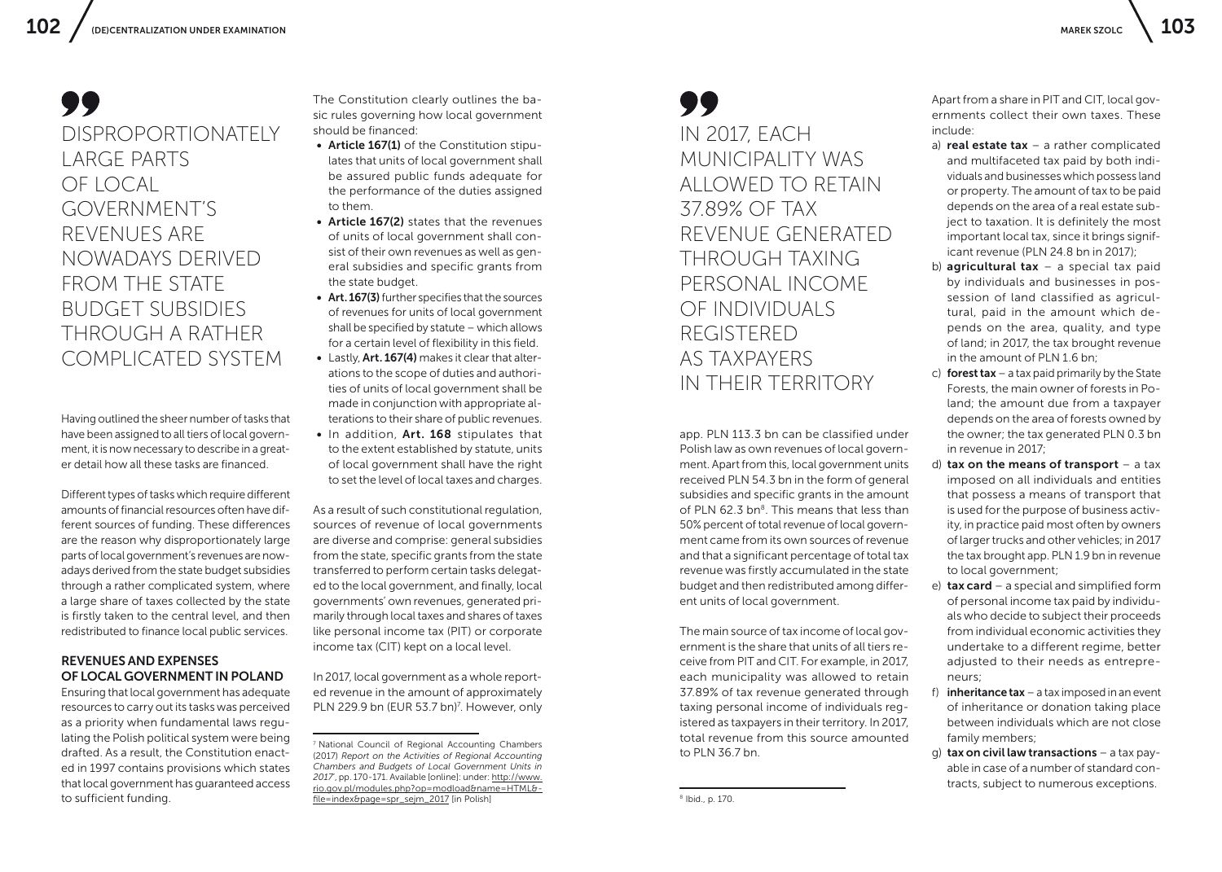> DISPROPORTIONATELY LARGE PARTS OF LOCAL GOVERNMENT'S REVENUES ARE NOWADAYS DERIVED FROM THE STATE BUDGET SUBSIDIES THROUGH A RATHER COMPLICATED SYSTEM

Having outlined the sheer number of tasks that have been assigned to all tiers of local government, it is now necessary to describe in a greater detail how all these tasks are financed.

Different types of tasks which require different amounts of financial resources often have different sources of funding. These differences are the reason why disproportionately large parts of local government's revenues are nowadays derived from the state budget subsidies through a rather complicated system, where a large share of taxes collected by the state is firstly taken to the central level, and then redistributed to finance local public services.

## REVENUES AND EXPENSES OF LOCAL GOVERNMENT IN POLAND

Ensuring that local government has adequate resources to carry out its tasks was perceived as a priority when fundamental laws regulating the Polish political system were being drafted. As a result, the Constitution enacted in 1997 contains provisions which states that local government has guaranteed access to sufficient funding.

The Constitution clearly outlines the basic rules governing how local government should be financed:

- **Article 167(1)** of the Constitution stipulates that units of local government shall be assured public funds adequate for the performance of the duties assigned to them.
- **Article 167(2)** states that the revenues of units of local government shall consist of their own revenues as well as general subsidies and specific grants from the state budget.
- **Art. 167(3)** further specifies that the sources of revenues for units of local government shall be specified by statute – which allows for a certain level of flexibility in this field.
- Lastly, **Art. 167(4)** makes it clear that alterations to the scope of duties and authorities of units of local government shall be made in conjunction with appropriate alterations to their share of public revenues.
- In addition, **Art. 168** stipulates that to the extent established by statute, units of local government shall have the right to set the level of local taxes and charges.

As a result of such constitutional regulation, sources of revenue of local governments are diverse and comprise: general subsidies from the state, specific grants from the state transferred to perform certain tasks delegated to the local government, and finally, local governments' own revenues, generated primarily through local taxes and shares of taxes like personal income tax (PIT) or corporate income tax (CIT) kept on a local level.

In 2017, local government as a whole reported revenue in the amount of approximately PLN 229.9 bn (EUR 53.7 bn)[7]. However, only app. PLN 113.3 bn can be classified under Polish law as own revenues of local government. Apart from this, local government units received PLN 54.3 bn in the form of general subsidies and specific grants in the amount of PLN 62.3 bn[8]. This means that less than 50% percent of total revenue of local government came from its own sources of revenue and that a significant percentage of total tax revenue was firstly accumulated in the state budget and then redistributed among different units of local government.

> IN 2017, EACH MUNICIPALITY WAS ALLOWED TO RETAIN 37.89% OF TAX REVENUE GENERATED THROUGH TAXING PERSONAL INCOME OF INDIVIDUALS REGISTERED AS TAXPAYERS IN THEIR TERRITORY

The main source of tax income of local government is the share that units of all tiers receive from PIT and CIT. For example, in 2017, each municipality was allowed to retain 37.89% of tax revenue generated through taxing personal income of individuals registered as taxpayers in their territory. In 2017, total revenue from this source amounted to PLN 36.7 bn.

Apart from a share in PIT and CIT, local governments collect their own taxes. These include:

a) **real estate tax** – a rather complicated and multifaceted tax paid by both individuals and businesses which possess land or property. The amount of tax to be paid depends on the area of a real estate subject to taxation. It is definitely the most important local tax, since it brings significant revenue (PLN 24.8 bn in 2017);
b) **agricultural tax** – a special tax paid by individuals and businesses in possession of land classified as agricultural, paid in the amount which depends on the area, quality, and type of land; in 2017, the tax brought revenue in the amount of PLN 1.6 bn;
c) **forest tax** – a tax paid primarily by the State Forests, the main owner of forests in Poland; the amount due from a taxpayer depends on the area of forests owned by the owner; the tax generated PLN 0.3 bn in revenue in 2017;
d) **tax on the means of transport** – a tax imposed on all individuals and entities that possess a means of transport that is used for the purpose of business activity, in practice paid most often by owners of larger trucks and other vehicles; in 2017 the tax brought app. PLN 1.9 bn in revenue to local government;
e) **tax card** – a special and simplified form of personal income tax paid by individuals who decide to subject their proceeds from individual economic activities they undertake to a different regime, better adjusted to their needs as entrepreneurs;
f) **inheritance tax** – a tax imposed in an event of inheritance or donation taking place between individuals which are not close family members;
g) **tax on civil law transactions** – a tax payable in case of a number of standard contracts, subject to numerous exceptions.

---

[7] National Council of Regional Accounting Chambers (2017) *Report on the Activities of Regional Accounting Chambers and Budgets of Local Government Units in 2017*, pp. 170-171. Available [online]: under: http://www.rio.gov.pl/modules.php?op=modload&name=HTML&file=index&page=spr_sejm_2017 [in Polish]

[8] Ibid., p. 170.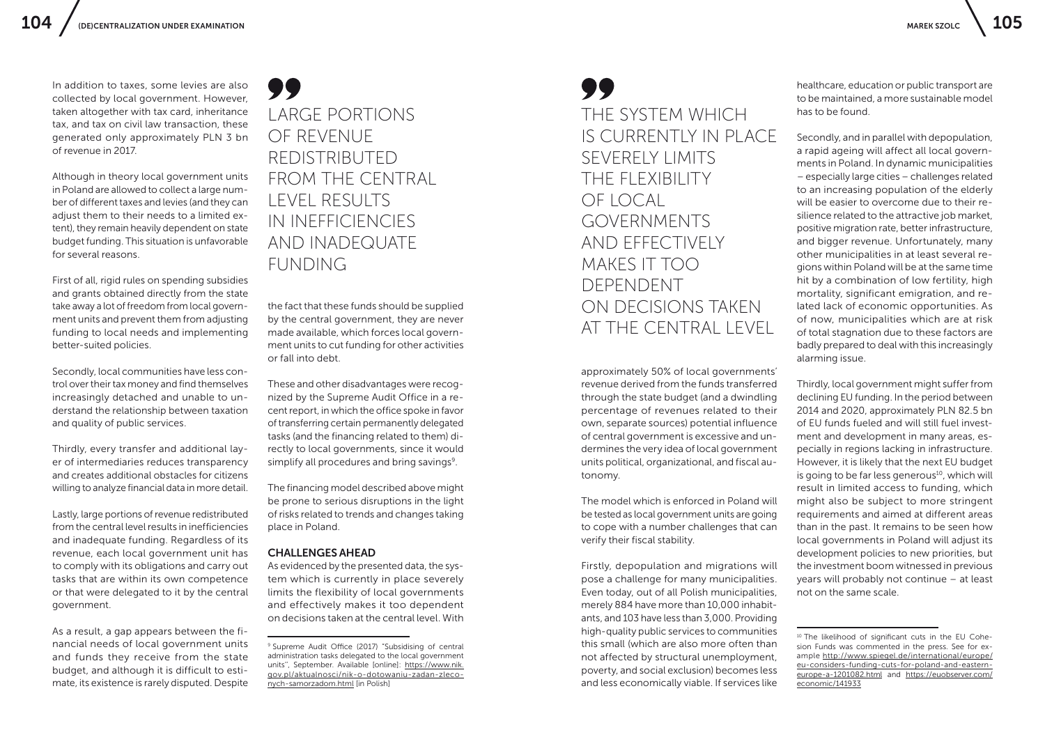In addition to taxes, some levies are also collected by local government. However, taken altogether with tax card, inheritance tax, and tax on civil law transaction, these generated only approximately PLN 3 bn of revenue in 2017.

Although in theory local government units in Poland are allowed to collect a large number of different taxes and levies (and they can adjust them to their needs to a limited extent), they remain heavily dependent on state budget funding. This situation is unfavorable for several reasons.

First of all, rigid rules on spending subsidies and grants obtained directly from the state take away a lot of freedom from local government units and prevent them from adjusting funding to local needs and implementing better-suited policies.

Secondly, local communities have less control over their tax money and find themselves increasingly detached and unable to understand the relationship between taxation and quality of public services.

Thirdly, every transfer and additional layer of intermediaries reduces transparency and creates additional obstacles for citizens willing to analyze financial data in more detail.

Lastly, large portions of revenue redistributed from the central level results in inefficiencies and inadequate funding. Regardless of its revenue, each local government unit has to comply with its obligations and carry out tasks that are within its own competence or that were delegated to it by the central government.

As a result, a gap appears between the financial needs of local government units and funds they receive from the state budget, and although it is difficult to estimate, its existence is rarely disputed. Despite the fact that these funds should be supplied by the central government, they are never made available, which forces local government units to cut funding for other activities or fall into debt.

> LARGE PORTIONS OF REVENUE REDISTRIBUTED FROM THE CENTRAL LEVEL RESULTS IN INEFFICIENCIES AND INADEQUATE FUNDING

These and other disadvantages were recognized by the Supreme Audit Office in a recent report, in which the office spoke in favor of transferring certain permanently delegated tasks (and the financing related to them) directly to local governments, since it would simplify all procedures and bring savings[9].

The financing model described above might be prone to serious disruptions in the light of risks related to trends and changes taking place in Poland.

## CHALLENGES AHEAD

As evidenced by the presented data, the system which is currently in place severely limits the flexibility of local governments and effectively makes it too dependent on decisions taken at the central level. With approximately 50% of local governments' revenue derived from the funds transferred through the state budget (and a dwindling percentage of revenues related to their own, separate sources) potential influence of central government is excessive and undermines the very idea of local government units political, organizational, and fiscal autonomy.

> THE SYSTEM WHICH IS CURRENTLY IN PLACE SEVERELY LIMITS THE FLEXIBILITY OF LOCAL GOVERNMENTS AND EFFECTIVELY MAKES IT TOO DEPENDENT ON DECISIONS TAKEN AT THE CENTRAL LEVEL

The model which is enforced in Poland will be tested as local government units are going to cope with a number challenges that can verify their fiscal stability.

Firstly, depopulation and migrations will pose a challenge for many municipalities. Even today, out of all Polish municipalities, merely 884 have more than 10,000 inhabitants, and 103 have less than 3,000. Providing high-quality public services to communities this small (which are also more often than not affected by structural unemployment, poverty, and social exclusion) becomes less and less economically viable. If services like healthcare, education or public transport are to be maintained, a more sustainable model has to be found.

Secondly, and in parallel with depopulation, a rapid ageing will affect all local governments in Poland. In dynamic municipalities – especially large cities – challenges related to an increasing population of the elderly will be easier to overcome due to their resilience related to the attractive job market, positive migration rate, better infrastructure, and bigger revenue. Unfortunately, many other municipalities in at least several regions within Poland will be at the same time hit by a combination of low fertility, high mortality, significant emigration, and related lack of economic opportunities. As of now, municipalities which are at risk of total stagnation due to these factors are badly prepared to deal with this increasingly alarming issue.

Thirdly, local government might suffer from declining EU funding. In the period between 2014 and 2020, approximately PLN 82.5 bn of EU funds fueled and will still fuel investment and development in many areas, especially in regions lacking in infrastructure. However, it is likely that the next EU budget is going to be far less generous[10], which will result in limited access to funding, which might also be subject to more stringent requirements and aimed at different areas than in the past. It remains to be seen how local governments in Poland will adjust its development policies to new priorities, but the investment boom witnessed in previous years will probably not continue – at least not on the same scale.

---

[9] Supreme Audit Office (2017) "Subsidising of central administration tasks delegated to the local government units", September. Available [online]: https://www.nik.gov.pl/aktualnosci/nik-o-dotowaniu-zadan-zleconych-samorzadom.html [in Polish]

[10] The likelihood of significant cuts in the EU Cohesion Funds was commented in the press. See for example http://www.spiegel.de/international/europe/eu-considers-funding-cuts-for-poland-and-eastern-europe-a-1201082.html and https://euobserver.com/economic/141933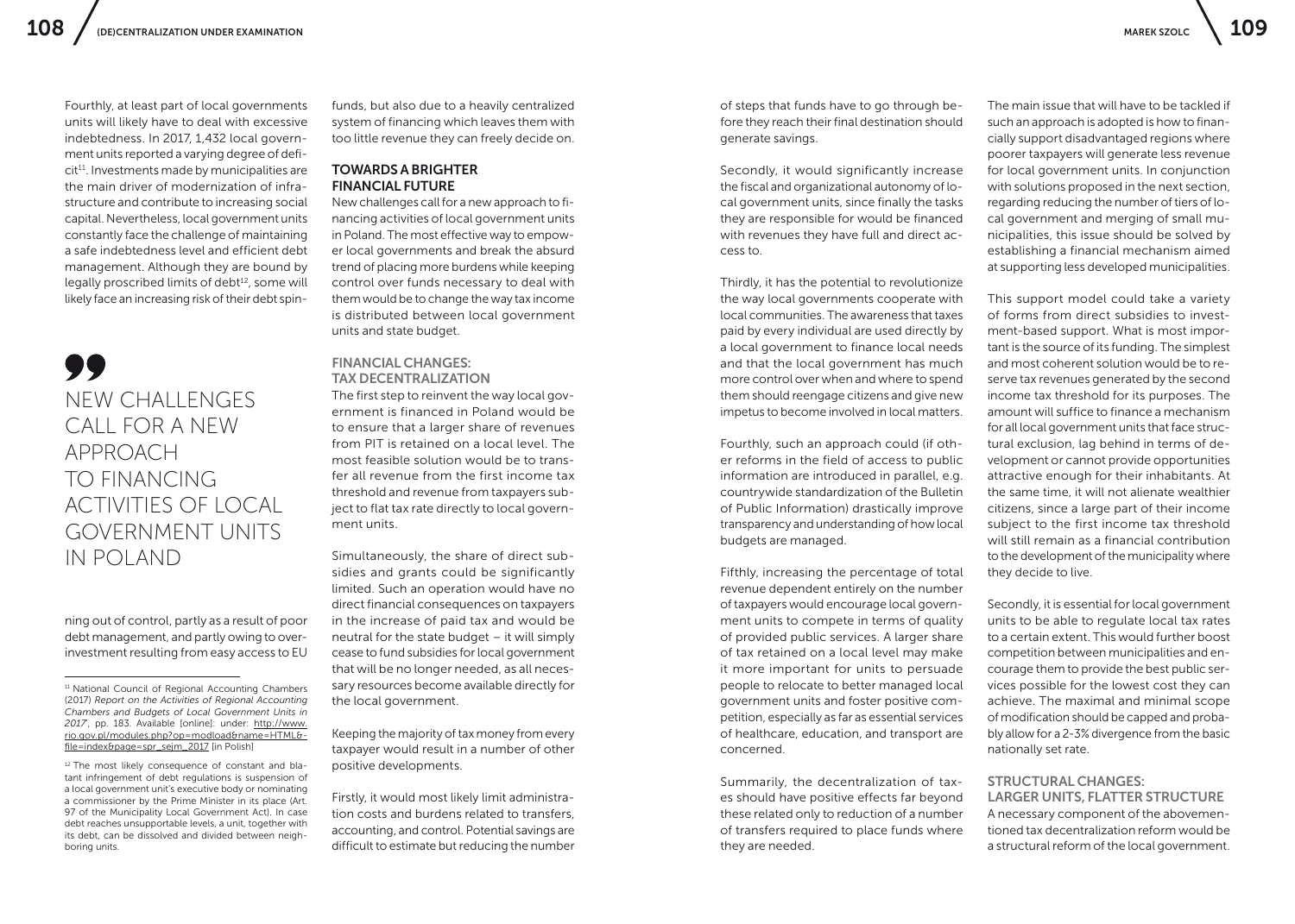Fourthly, at least part of local governments units will likely have to deal with excessive indebtedness. In 2017, 1,432 local government units reported a varying degree of deficit[11]. Investments made by municipalities are the main driver of modernization of infrastructure and contribute to increasing social capital. Nevertheless, local government units constantly face the challenge of maintaining a safe indebtedness level and efficient debt management. Although they are bound by legally proscribed limits of debt[12], some will likely face an increasing risk of their debt spinning out of control, partly as a result of poor debt management, and partly owing to over-investment resulting from easy access to EU funds, but also due to a heavily centralized system of financing which leaves them with too little revenue they can freely decide on.

> NEW CHALLENGES CALL FOR A NEW APPROACH TO FINANCING ACTIVITIES OF LOCAL GOVERNMENT UNITS IN POLAND

## TOWARDS A BRIGHTER FINANCIAL FUTURE

New challenges call for a new approach to financing activities of local government units in Poland. The most effective way to empower local governments and break the absurd trend of placing more burdens while keeping control over funds necessary to deal with them would be to change the way tax income is distributed between local government units and state budget.

### FINANCIAL CHANGES: TAX DECENTRALIZATION

The first step to reinvent the way local government is financed in Poland would be to ensure that a larger share of revenues from PIT is retained on a local level. The most feasible solution would be to transfer all revenue from the first income tax threshold and revenue from taxpayers subject to flat tax rate directly to local government units.

Simultaneously, the share of direct subsidies and grants could be significantly limited. Such an operation would have no direct financial consequences on taxpayers in the increase of paid tax and would be neutral for the state budget – it will simply cease to fund subsidies for local government that will be no longer needed, as all necessary resources become available directly for the local government.

Keeping the majority of tax money from every taxpayer would result in a number of other positive developments.

Firstly, it would most likely limit administration costs and burdens related to transfers, accounting, and control. Potential savings are difficult to estimate but reducing the number of steps that funds have to go through before they reach their final destination should generate savings.

Secondly, it would significantly increase the fiscal and organizational autonomy of local government units, since finally the tasks they are responsible for would be financed with revenues they have full and direct access to.

Thirdly, it has the potential to revolutionize the way local governments cooperate with local communities. The awareness that taxes paid by every individual are used directly by a local government to finance local needs and that the local government has much more control over when and where to spend them should reengage citizens and give new impetus to become involved in local matters.

Fourthly, such an approach could (if other reforms in the field of access to public information are introduced in parallel, e.g. countrywide standardization of the Bulletin of Public Information) drastically improve transparency and understanding of how local budgets are managed.

Fifthly, increasing the percentage of total revenue dependent entirely on the number of taxpayers would encourage local government units to compete in terms of quality of provided public services. A larger share of tax retained on a local level may make it more important for units to persuade people to relocate to better managed local government units and foster positive competition, especially as far as essential services of healthcare, education, and transport are concerned.

Summarily, the decentralization of taxes should have positive effects far beyond these related only to reduction of a number of transfers required to place funds where they are needed.

The main issue that will have to be tackled if such an approach is adopted is how to financially support disadvantaged regions where poorer taxpayers will generate less revenue for local government units. In conjunction with solutions proposed in the next section, regarding reducing the number of tiers of local government and merging of small municipalities, this issue should be solved by establishing a financial mechanism aimed at supporting less developed municipalities.

This support model could take a variety of forms from direct subsidies to investment-based support. What is most important is the source of its funding. The simplest and most coherent solution would be to reserve tax revenues generated by the second income tax threshold for its purposes. The amount will suffice to finance a mechanism for all local government units that face structural exclusion, lag behind in terms of development or cannot provide opportunities attractive enough for their inhabitants. At the same time, it will not alienate wealthier citizens, since a large part of their income subject to the first income tax threshold will still remain as a financial contribution to the development of the municipality where they decide to live.

Secondly, it is essential for local government units to be able to regulate local tax rates to a certain extent. This would further boost competition between municipalities and encourage them to provide the best public services possible for the lowest cost they can achieve. The maximal and minimal scope of modification should be capped and probably allow for a 2-3% divergence from the basic nationally set rate.

### STRUCTURAL CHANGES: LARGER UNITS, FLATTER STRUCTURE

A necessary component of the abovementioned tax decentralization reform would be a structural reform of the local government.

---

[11] National Council of Regional Accounting Chambers (2017) *Report on the Activities of Regional Accounting Chambers and Budgets of Local Government Units in 2017*, pp. 183. Available [online]: under: http://www.rio.gov.pl/modules.php?op=modload&name=HTML&file=index&page=spr_sejm_2017 [in Polish]

[12] The most likely consequence of constant and blatant infringement of debt regulations is suspension of a local government unit's executive body or nominating a commissioner by the Prime Minister in its place (Art. 97 of the Municipality Local Government Act). In case debt reaches unsupportable levels, a unit, together with its debt, can be dissolved and divided between neighboring units.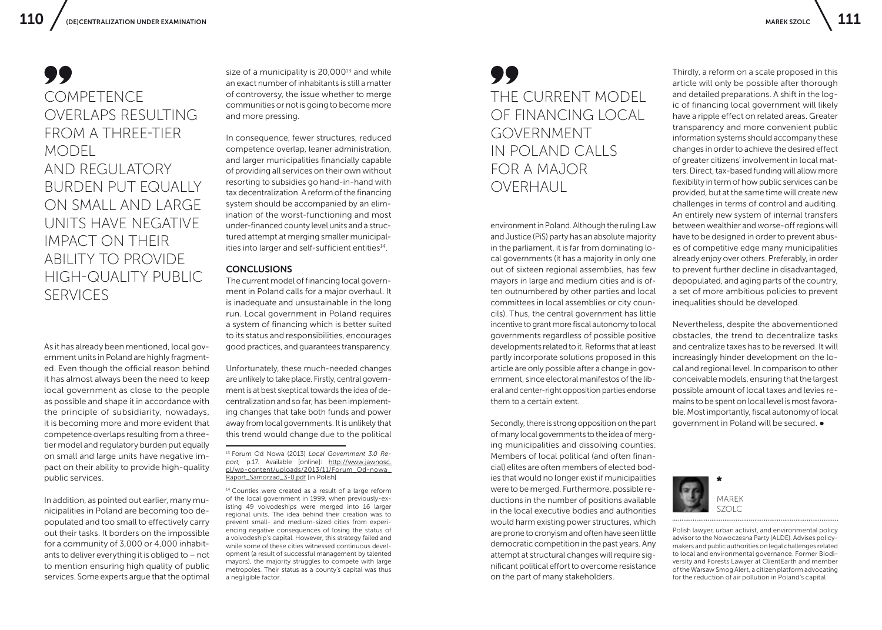> „Competence overlaps resulting from a three-tier model and regulatory burden put equally on small and large units have negative impact on their ability to provide high-quality public services

As it has already been mentioned, local government units in Poland are highly fragmented. Even though the official reason behind it has almost always been the need to keep local government as close to the people as possible and shape it in accordance with the principle of subsidiarity, nowadays, it is becoming more and more evident that competence overlaps resulting from a three-tier model and regulatory burden put equally on small and large units have negative impact on their ability to provide high-quality public services.

In addition, as pointed out earlier, many municipalities in Poland are becoming too depopulated and too small to effectively carry out their tasks. It borders on the impossible for a community of 3,000 or 4,000 inhabitants to deliver everything it is obliged to – not to mention ensuring high quality of public services. Some experts argue that the optimal size of a municipality is 20,000[13] and while an exact number of inhabitants is still a matter of controversy, the issue whether to merge communities or not is going to become more and more pressing.

In consequence, fewer structures, reduced competence overlap, leaner administration, and larger municipalities financially capable of providing all services on their own without resorting to subsidies go hand-in-hand with tax decentralization. A reform of the financing system should be accompanied by an elimination of the worst-functioning and most under-financed county level units and a structured attempt at merging smaller municipalities into larger and self-sufficient entities[14].

## CONCLUSIONS

The current model of financing local government in Poland calls for a major overhaul. It is inadequate and unsustainable in the long run. Local government in Poland requires a system of financing which is better suited to its status and responsibilities, encourages good practices, and guarantees transparency.

Unfortunately, these much-needed changes are unlikely to take place. Firstly, central government is at best skeptical towards the idea of decentralization and so far, has been implementing changes that take both funds and power away from local governments. It is unlikely that this trend would change due to the political environment in Poland. Although the ruling Law and Justice (PiS) party has an absolute majority in the parliament, it is far from dominating local governments (it has a majority in only one out of sixteen regional assemblies, has few mayors in large and medium cities and is often outnumbered by other parties and local committees in local assemblies or city councils). Thus, the central government has little incentive to grant more fiscal autonomy to local governments regardless of possible positive developments related to it. Reforms that at least partly incorporate solutions proposed in this article are only possible after a change in government, since electoral manifestos of the liberal and center-right opposition parties endorse them to a certain extent.

> „The current model of financing local government in Poland calls for a major overhaul

Secondly, there is strong opposition on the part of many local governments to the idea of merging municipalities and dissolving counties. Members of local political (and often financial) elites are often members of elected bodies that would no longer exist if municipalities were to be merged. Furthermore, possible reductions in the number of positions available in the local executive bodies and authorities would harm existing power structures, which are prone to cronyism and often have seen little democratic competition in the past years. Any attempt at structural changes will require significant political effort to overcome resistance on the part of many stakeholders.

Thirdly, a reform on a scale proposed in this article will only be possible after thorough and detailed preparations. A shift in the logic of financing local government will likely have a ripple effect on related areas. Greater transparency and more convenient public information systems should accompany these changes in order to achieve the desired effect of greater citizens' involvement in local matters. Direct, tax-based funding will allow more flexibility in term of how public services can be provided, but at the same time will create new challenges in terms of control and auditing. An entirely new system of internal transfers between wealthier and worse-off regions will have to be designed in order to prevent abuses of competitive edge many municipalities already enjoy over others. Preferably, in order to prevent further decline in disadvantaged, depopulated, and aging parts of the country, a set of more ambitious policies to prevent inequalities should be developed.

Nevertheless, despite the abovementioned obstacles, the trend to decentralize tasks and centralize taxes has to be reversed. It will increasingly hinder development on the local and regional level. In comparison to other conceivable models, ensuring that the largest possible amount of local taxes and levies remains to be spent on local level is most favorable. Most importantly, fiscal autonomy of local government in Poland will be secured. ●

---

[13] Forum Od Nowa (2013) *Local Government 3.0 Report,* p.17. Available [online]: http://www.jawnosc.pl/wp-content/uploads/2013/11/Forum_Od-nowa_Raport_Samorzad_3-0.pdf [in Polish]

[14] Counties were created as a result of a large reform of the local government in 1999, when previously-existing 49 voivodeships were merged into 16 larger regional units. The idea behind their creation was to prevent small- and medium-sized cities from experiencing negative consequences of losing the status of a voivodeship's capital. However, this strategy failed and while some of these cities witnessed continuous development (a result of successful management by talented mayors), the majority struggles to compete with large metropoles. Their status as a county's capital was thus a negligible factor.

---

**MAREK SZOLC**

Polish lawyer, urban activist, and environmental policy advisor to the Nowoczesna Party (ALDE). Advises policymakers and public authorities on legal challenges related to local and environmental governance. Former Biodiversity and Forests Lawyer at ClientEarth and member of the Warsaw Smog Alert, a citizen platform advocating for the reduction of air pollution in Poland's capital